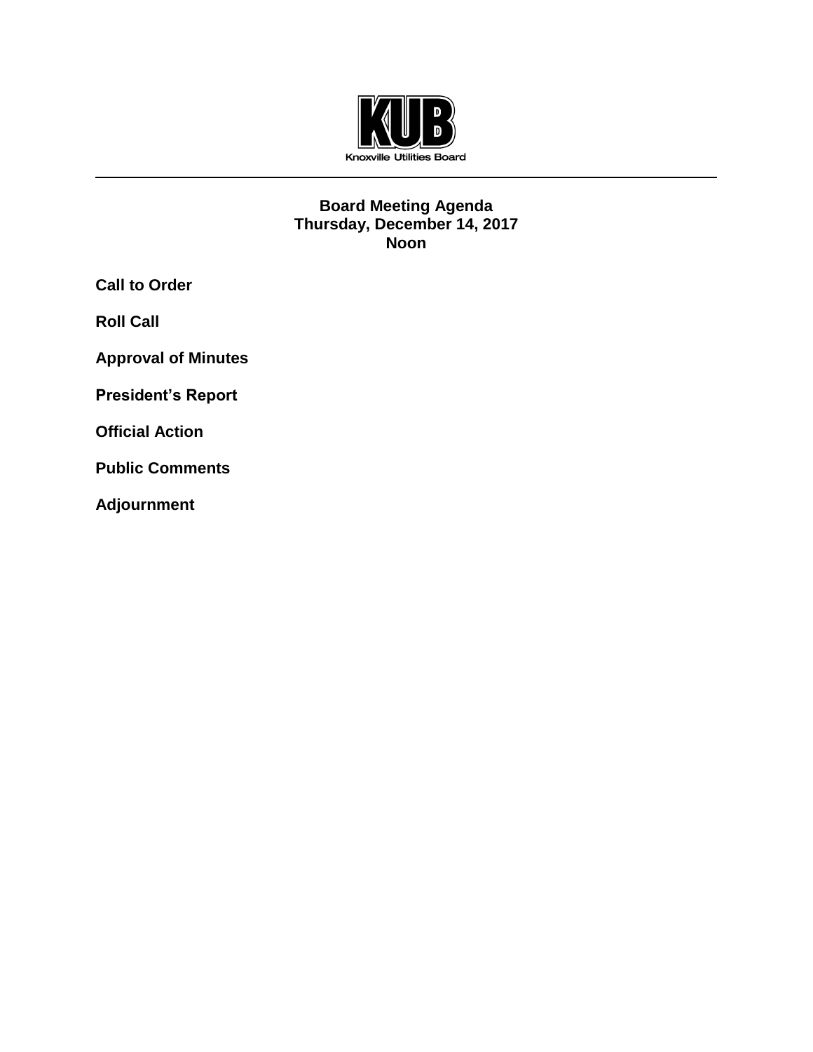KUB

Knoxville Utilities Board

---

**Board Meeting Agenda**
**Thursday, December 14, 2017**
**Noon**

**Call to Order**

**Roll Call**

**Approval of Minutes**

**President's Report**

**Official Action**

**Public Comments**

**Adjournment**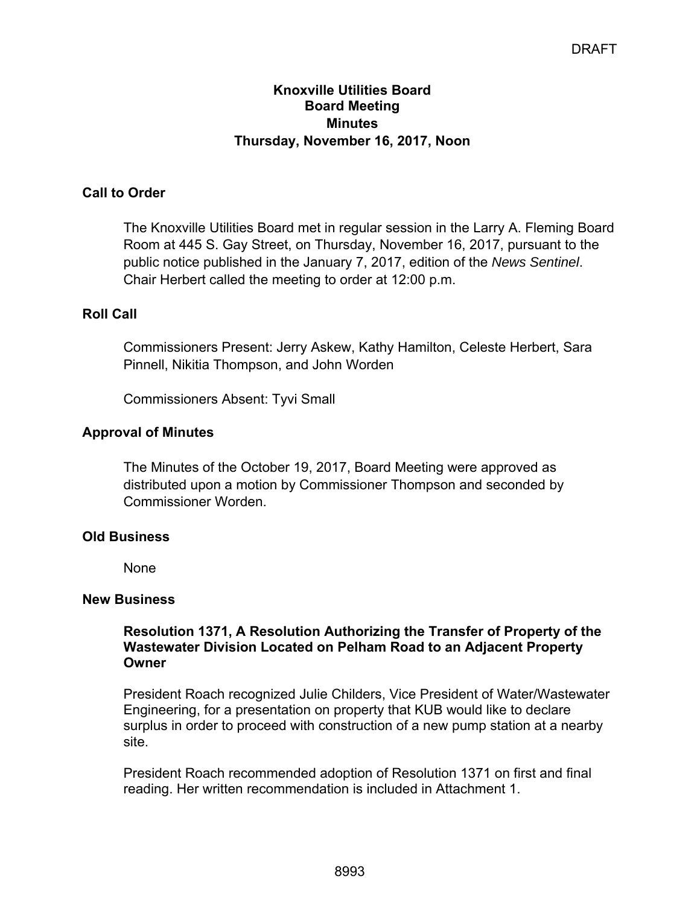DRAFT

# Knoxville Utilities Board
## Board Meeting
## Minutes
## Thursday, November 16, 2017, Noon

### Call to Order

The Knoxville Utilities Board met in regular session in the Larry A. Fleming Board Room at 445 S. Gay Street, on Thursday, November 16, 2017, pursuant to the public notice published in the January 7, 2017, edition of the *News Sentinel*. Chair Herbert called the meeting to order at 12:00 p.m.

### Roll Call

Commissioners Present: Jerry Askew, Kathy Hamilton, Celeste Herbert, Sara Pinnell, Nikitia Thompson, and John Worden

Commissioners Absent: Tyvi Small

### Approval of Minutes

The Minutes of the October 19, 2017, Board Meeting were approved as distributed upon a motion by Commissioner Thompson and seconded by Commissioner Worden.

### Old Business

None

### New Business

**Resolution 1371, A Resolution Authorizing the Transfer of Property of the Wastewater Division Located on Pelham Road to an Adjacent Property Owner**

President Roach recognized Julie Childers, Vice President of Water/Wastewater Engineering, for a presentation on property that KUB would like to declare surplus in order to proceed with construction of a new pump station at a nearby site.

President Roach recommended adoption of Resolution 1371 on first and final reading. Her written recommendation is included in Attachment 1.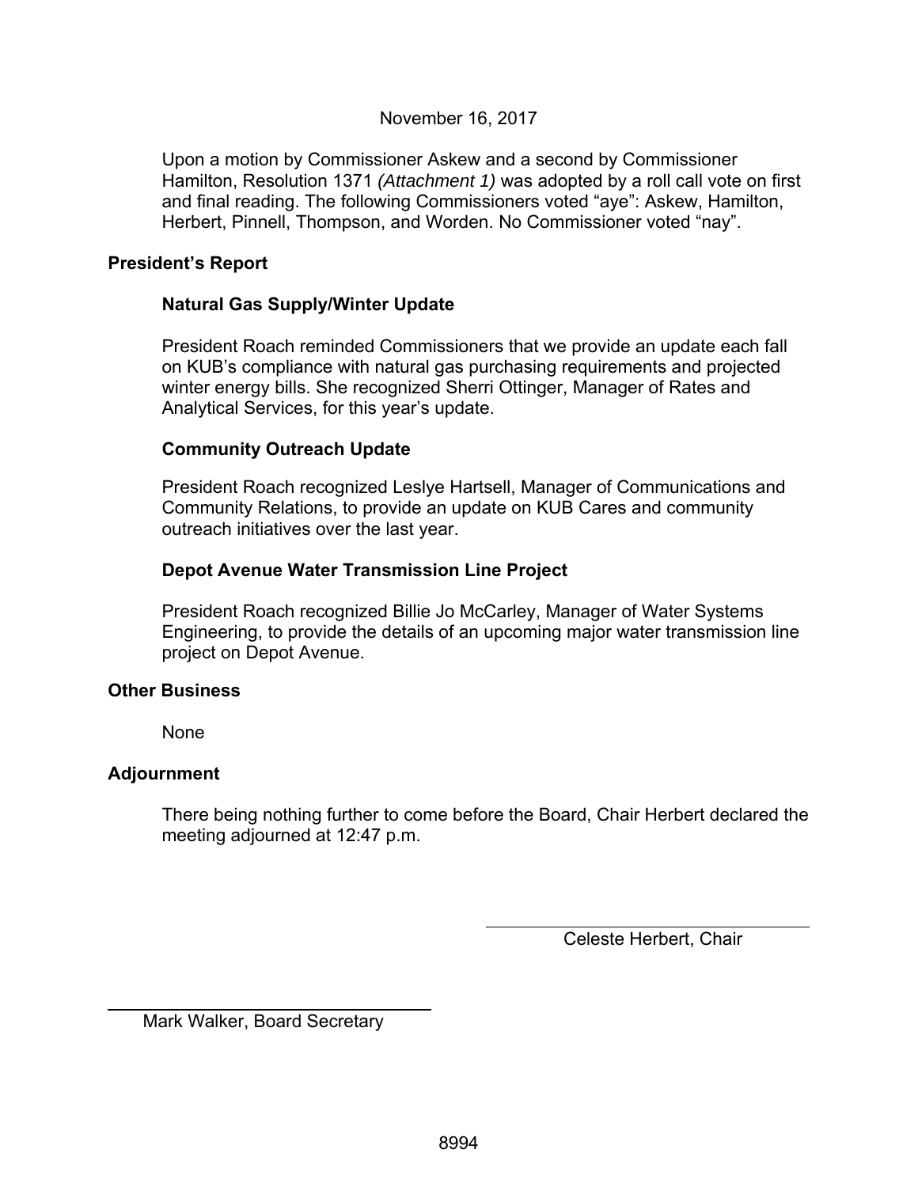November 16, 2017

Upon a motion by Commissioner Askew and a second by Commissioner Hamilton, Resolution 1371 *(Attachment 1)* was adopted by a roll call vote on first and final reading. The following Commissioners voted "aye": Askew, Hamilton, Herbert, Pinnell, Thompson, and Worden. No Commissioner voted "nay".

## President's Report

### Natural Gas Supply/Winter Update

President Roach reminded Commissioners that we provide an update each fall on KUB's compliance with natural gas purchasing requirements and projected winter energy bills. She recognized Sherri Ottinger, Manager of Rates and Analytical Services, for this year's update.

### Community Outreach Update

President Roach recognized Leslye Hartsell, Manager of Communications and Community Relations, to provide an update on KUB Cares and community outreach initiatives over the last year.

### Depot Avenue Water Transmission Line Project

President Roach recognized Billie Jo McCarley, Manager of Water Systems Engineering, to provide the details of an upcoming major water transmission line project on Depot Avenue.

## Other Business

None

## Adjournment

There being nothing further to come before the Board, Chair Herbert declared the meeting adjourned at 12:47 p.m.

Celeste Herbert, Chair

Mark Walker, Board Secretary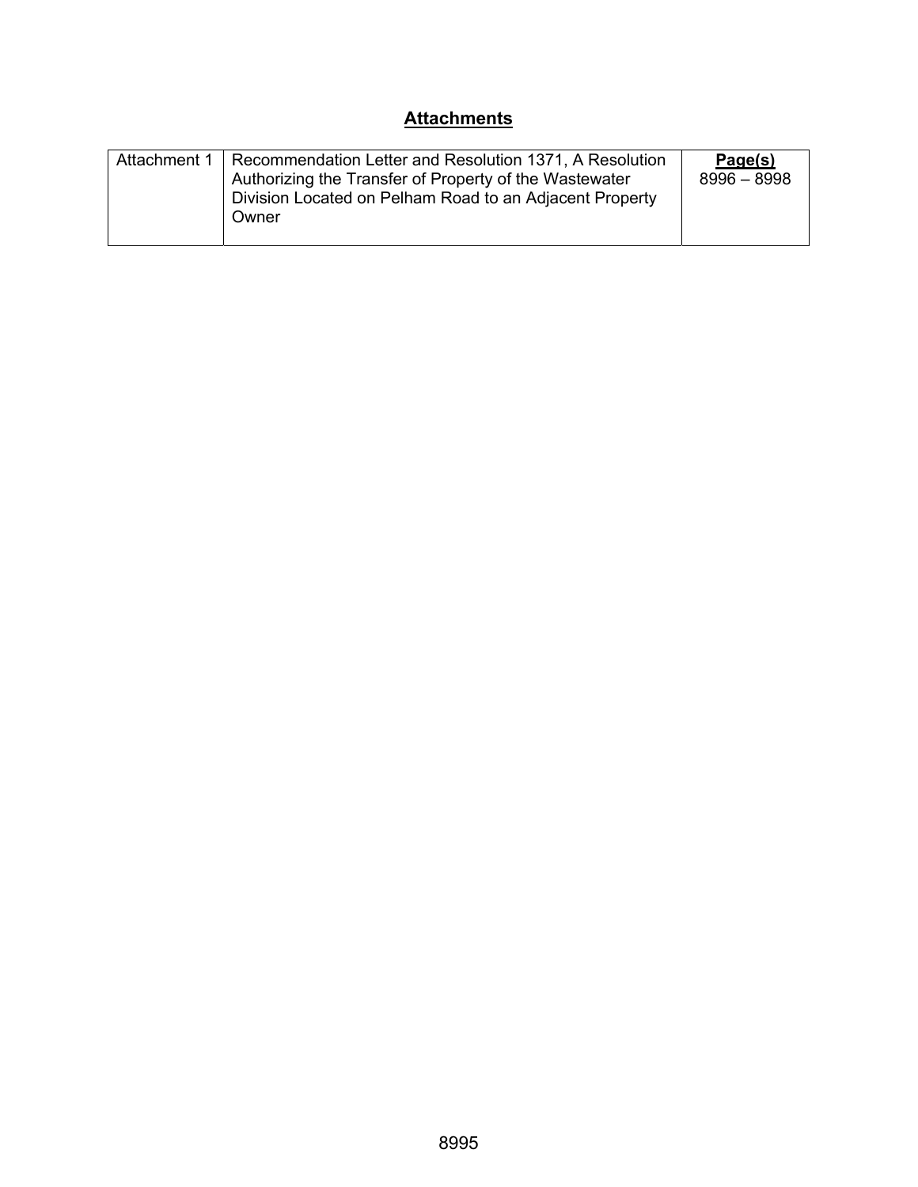## Attachments

| Attachment 1 | Recommendation Letter and Resolution 1371, A Resolution Authorizing the Transfer of Property of the Wastewater Division Located on Pelham Road to an Adjacent Property Owner | **Page(s)** 8996 – 8998 |
|---|---|---|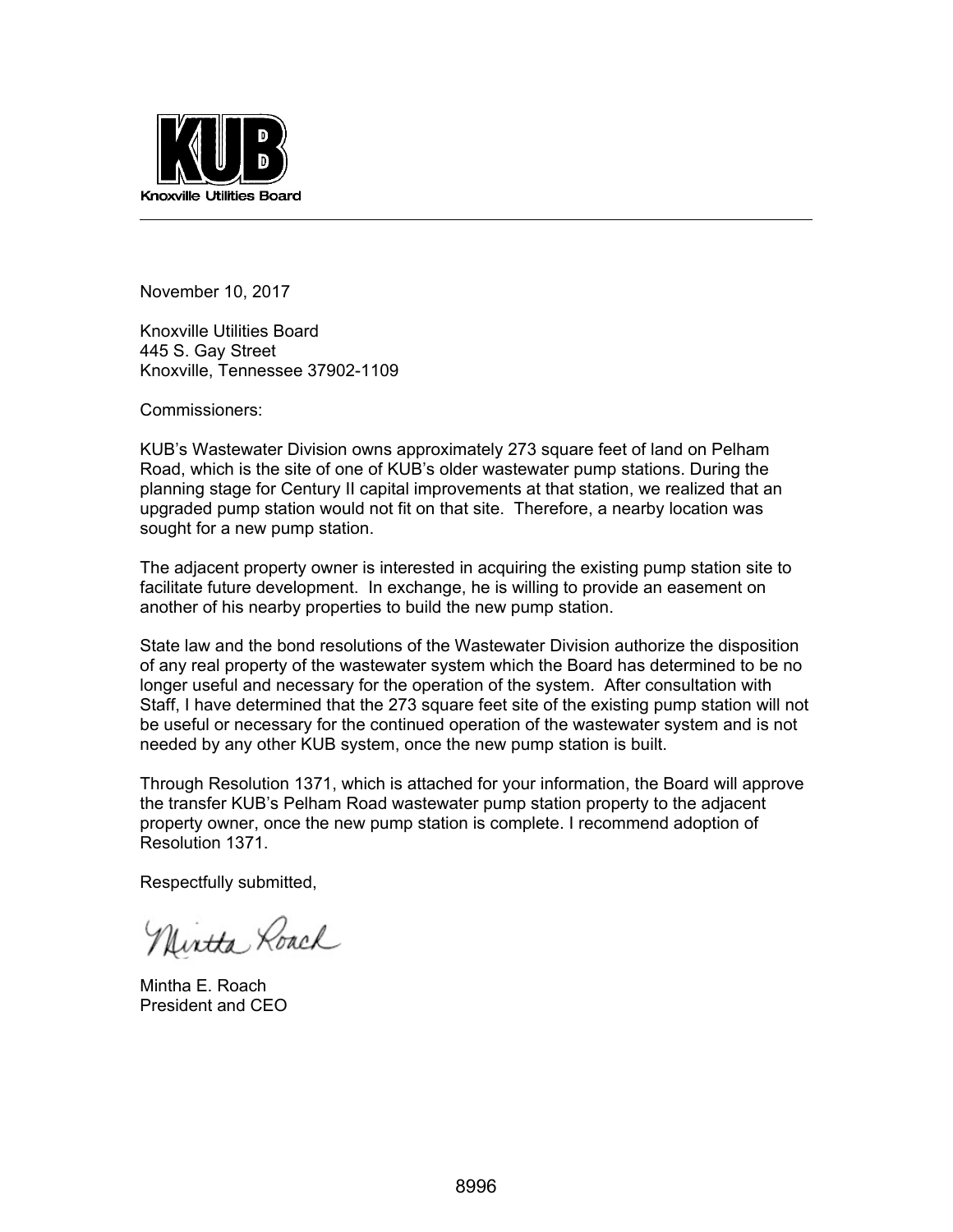**KUB**

Knoxville Utilities Board

---

November 10, 2017

Knoxville Utilities Board
445 S. Gay Street
Knoxville, Tennessee 37902-1109

Commissioners:

KUB's Wastewater Division owns approximately 273 square feet of land on Pelham Road, which is the site of one of KUB's older wastewater pump stations. During the planning stage for Century II capital improvements at that station, we realized that an upgraded pump station would not fit on that site. Therefore, a nearby location was sought for a new pump station.

The adjacent property owner is interested in acquiring the existing pump station site to facilitate future development. In exchange, he is willing to provide an easement on another of his nearby properties to build the new pump station.

State law and the bond resolutions of the Wastewater Division authorize the disposition of any real property of the wastewater system which the Board has determined to be no longer useful and necessary for the operation of the system. After consultation with Staff, I have determined that the 273 square feet site of the existing pump station will not be useful or necessary for the continued operation of the wastewater system and is not needed by any other KUB system, once the new pump station is built.

Through Resolution 1371, which is attached for your information, the Board will approve the transfer KUB's Pelham Road wastewater pump station property to the adjacent property owner, once the new pump station is complete. I recommend adoption of Resolution 1371.

Respectfully submitted,

Mintha Roach

Mintha E. Roach
President and CEO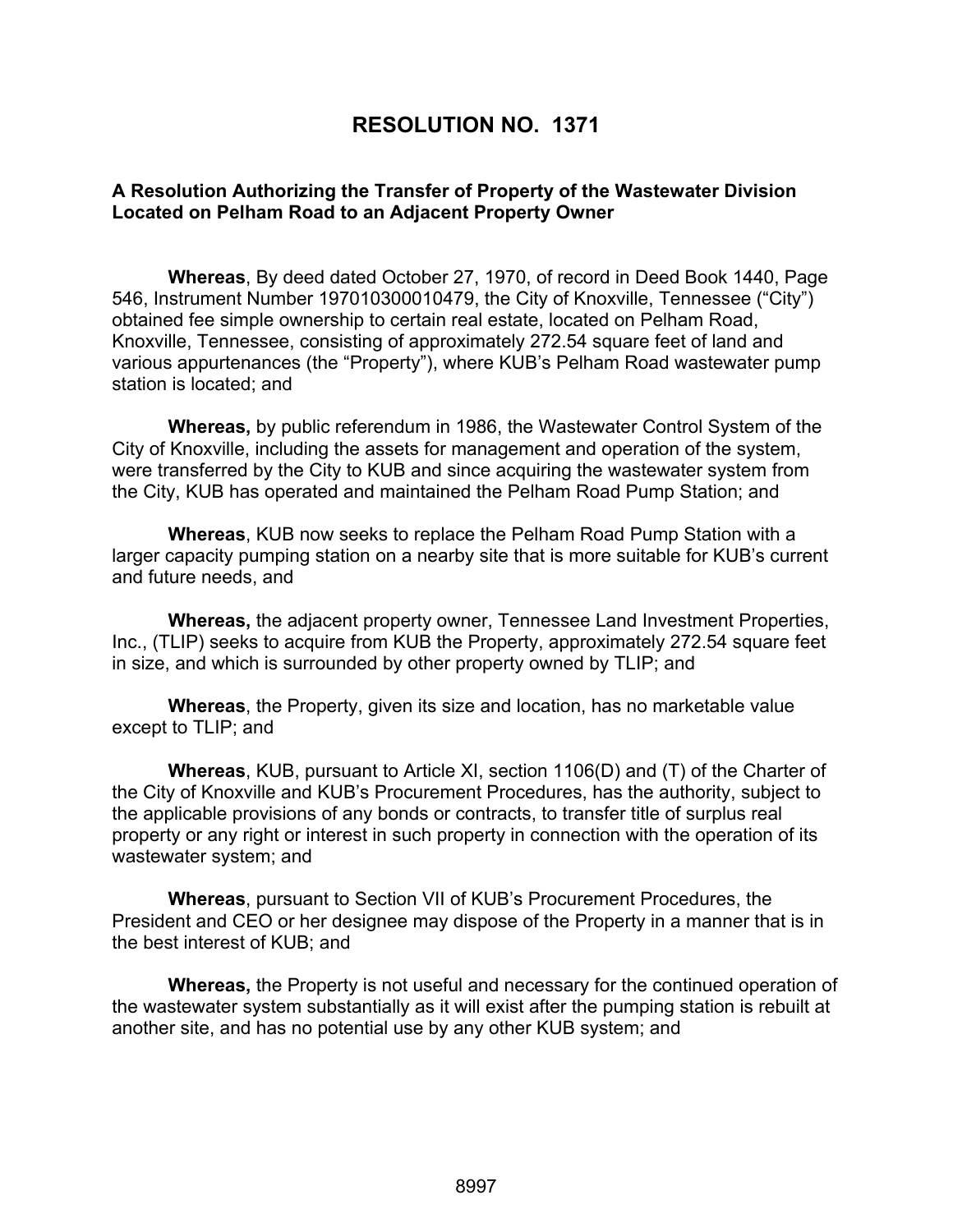# RESOLUTION NO. 1371

**A Resolution Authorizing the Transfer of Property of the Wastewater Division Located on Pelham Road to an Adjacent Property Owner**

**Whereas**, By deed dated October 27, 1970, of record in Deed Book 1440, Page 546, Instrument Number 197010300010479, the City of Knoxville, Tennessee ("City") obtained fee simple ownership to certain real estate, located on Pelham Road, Knoxville, Tennessee, consisting of approximately 272.54 square feet of land and various appurtenances (the "Property"), where KUB's Pelham Road wastewater pump station is located; and

**Whereas,** by public referendum in 1986, the Wastewater Control System of the City of Knoxville, including the assets for management and operation of the system, were transferred by the City to KUB and since acquiring the wastewater system from the City, KUB has operated and maintained the Pelham Road Pump Station; and

**Whereas**, KUB now seeks to replace the Pelham Road Pump Station with a larger capacity pumping station on a nearby site that is more suitable for KUB's current and future needs, and

**Whereas,** the adjacent property owner, Tennessee Land Investment Properties, Inc., (TLIP) seeks to acquire from KUB the Property, approximately 272.54 square feet in size, and which is surrounded by other property owned by TLIP; and

**Whereas**, the Property, given its size and location, has no marketable value except to TLIP; and

**Whereas**, KUB, pursuant to Article XI, section 1106(D) and (T) of the Charter of the City of Knoxville and KUB's Procurement Procedures, has the authority, subject to the applicable provisions of any bonds or contracts, to transfer title of surplus real property or any right or interest in such property in connection with the operation of its wastewater system; and

**Whereas**, pursuant to Section VII of KUB's Procurement Procedures, the President and CEO or her designee may dispose of the Property in a manner that is in the best interest of KUB; and

**Whereas,** the Property is not useful and necessary for the continued operation of the wastewater system substantially as it will exist after the pumping station is rebuilt at another site, and has no potential use by any other KUB system; and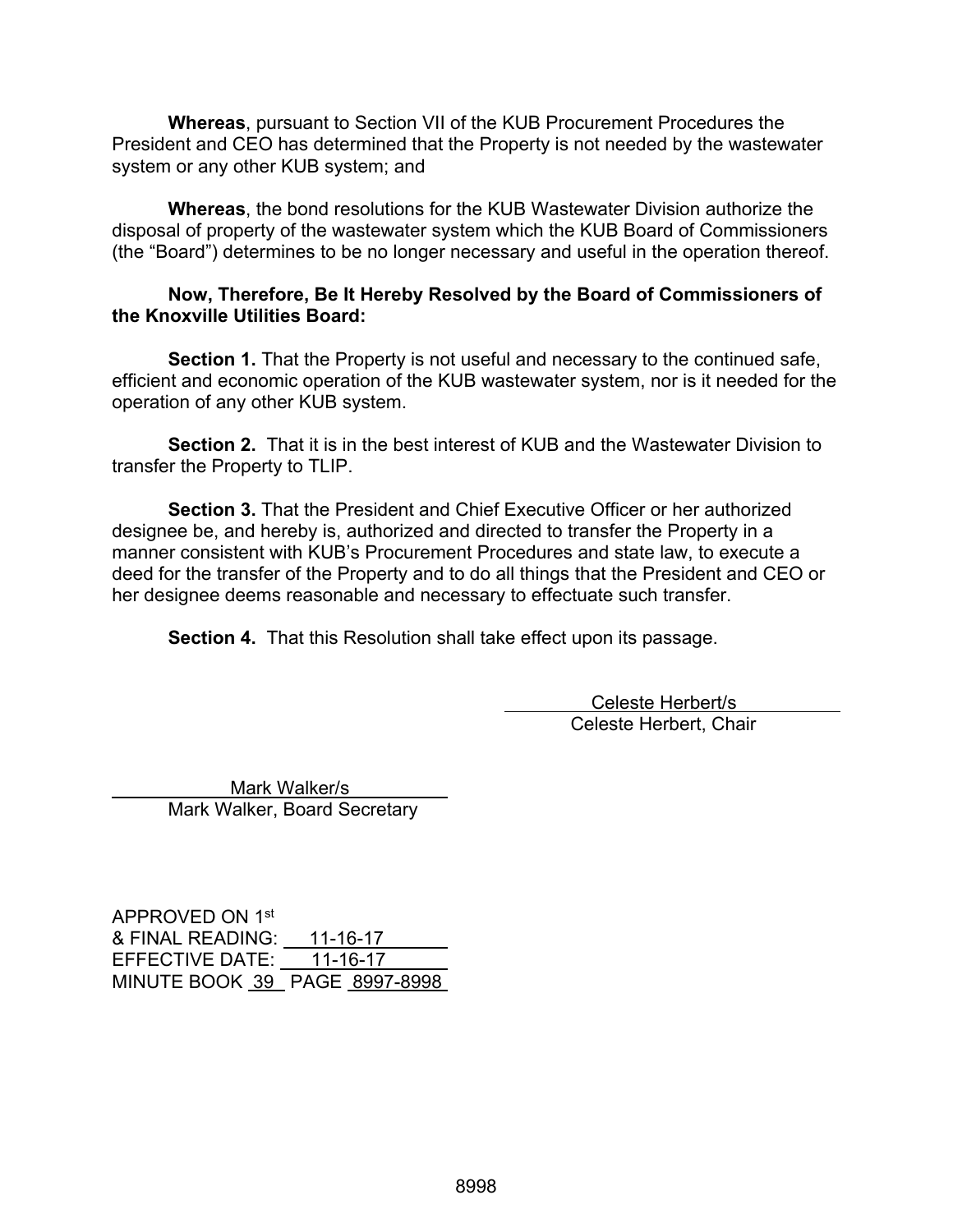**Whereas**, pursuant to Section VII of the KUB Procurement Procedures the President and CEO has determined that the Property is not needed by the wastewater system or any other KUB system; and

**Whereas**, the bond resolutions for the KUB Wastewater Division authorize the disposal of property of the wastewater system which the KUB Board of Commissioners (the "Board") determines to be no longer necessary and useful in the operation thereof.

**Now, Therefore, Be It Hereby Resolved by the Board of Commissioners of the Knoxville Utilities Board:**

**Section 1.** That the Property is not useful and necessary to the continued safe, efficient and economic operation of the KUB wastewater system, nor is it needed for the operation of any other KUB system.

**Section 2.** That it is in the best interest of KUB and the Wastewater Division to transfer the Property to TLIP.

**Section 3.** That the President and Chief Executive Officer or her authorized designee be, and hereby is, authorized and directed to transfer the Property in a manner consistent with KUB's Procurement Procedures and state law, to execute a deed for the transfer of the Property and to do all things that the President and CEO or her designee deems reasonable and necessary to effectuate such transfer.

**Section 4.** That this Resolution shall take effect upon its passage.

Celeste Herbert/s
Celeste Herbert, Chair

Mark Walker/s
Mark Walker, Board Secretary

APPROVED ON 1st
& FINAL READING: 11-16-17
EFFECTIVE DATE: 11-16-17
MINUTE BOOK 39 PAGE 8997-8998